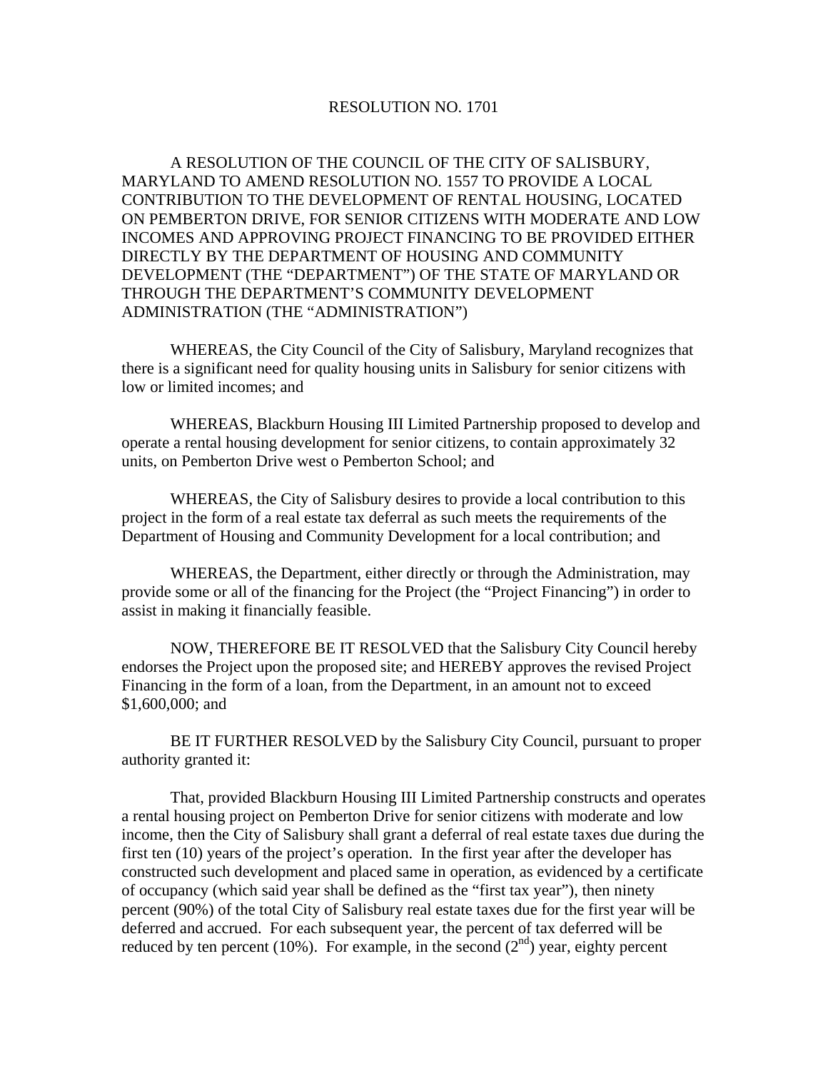# RESOLUTION NO. 1701

A RESOLUTION OF THE COUNCIL OF THE CITY OF SALISBURY, MARYLAND TO AMEND RESOLUTION NO. 1557 TO PROVIDE A LOCAL CONTRIBUTION TO THE DEVELOPMENT OF RENTAL HOUSING, LOCATED ON PEMBERTON DRIVE, FOR SENIOR CITIZENS WITH MODERATE AND LOW INCOMES AND APPROVING PROJECT FINANCING TO BE PROVIDED EITHER DIRECTLY BY THE DEPARTMENT OF HOUSING AND COMMUNITY DEVELOPMENT (THE "DEPARTMENT") OF THE STATE OF MARYLAND OR THROUGH THE DEPARTMENT'S COMMUNITY DEVELOPMENT ADMINISTRATION (THE "ADMINISTRATION")

WHEREAS, the City Council of the City of Salisbury, Maryland recognizes that there is a significant need for quality housing units in Salisbury for senior citizens with low or limited incomes; and

WHEREAS, Blackburn Housing III Limited Partnership proposed to develop and operate a rental housing development for senior citizens, to contain approximately 32 units, on Pemberton Drive west o Pemberton School; and

WHEREAS, the City of Salisbury desires to provide a local contribution to this project in the form of a real estate tax deferral as such meets the requirements of the Department of Housing and Community Development for a local contribution; and

WHEREAS, the Department, either directly or through the Administration, may provide some or all of the financing for the Project (the "Project Financing") in order to assist in making it financially feasible.

NOW, THEREFORE BE IT RESOLVED that the Salisbury City Council hereby endorses the Project upon the proposed site; and HEREBY approves the revised Project Financing in the form of a loan, from the Department, in an amount not to exceed $1,600,000; and

BE IT FURTHER RESOLVED by the Salisbury City Council, pursuant to proper authority granted it:

That, provided Blackburn Housing III Limited Partnership constructs and operates a rental housing project on Pemberton Drive for senior citizens with moderate and low income, then the City of Salisbury shall grant a deferral of real estate taxes due during the first ten (10) years of the project's operation. In the first year after the developer has constructed such development and placed same in operation, as evidenced by a certificate of occupancy (which said year shall be defined as the "first tax year"), then ninety percent (90%) of the total City of Salisbury real estate taxes due for the first year will be deferred and accrued. For each subsequent year, the percent of tax deferred will be reduced by ten percent (10%). For example, in the second (2nd) year, eighty percent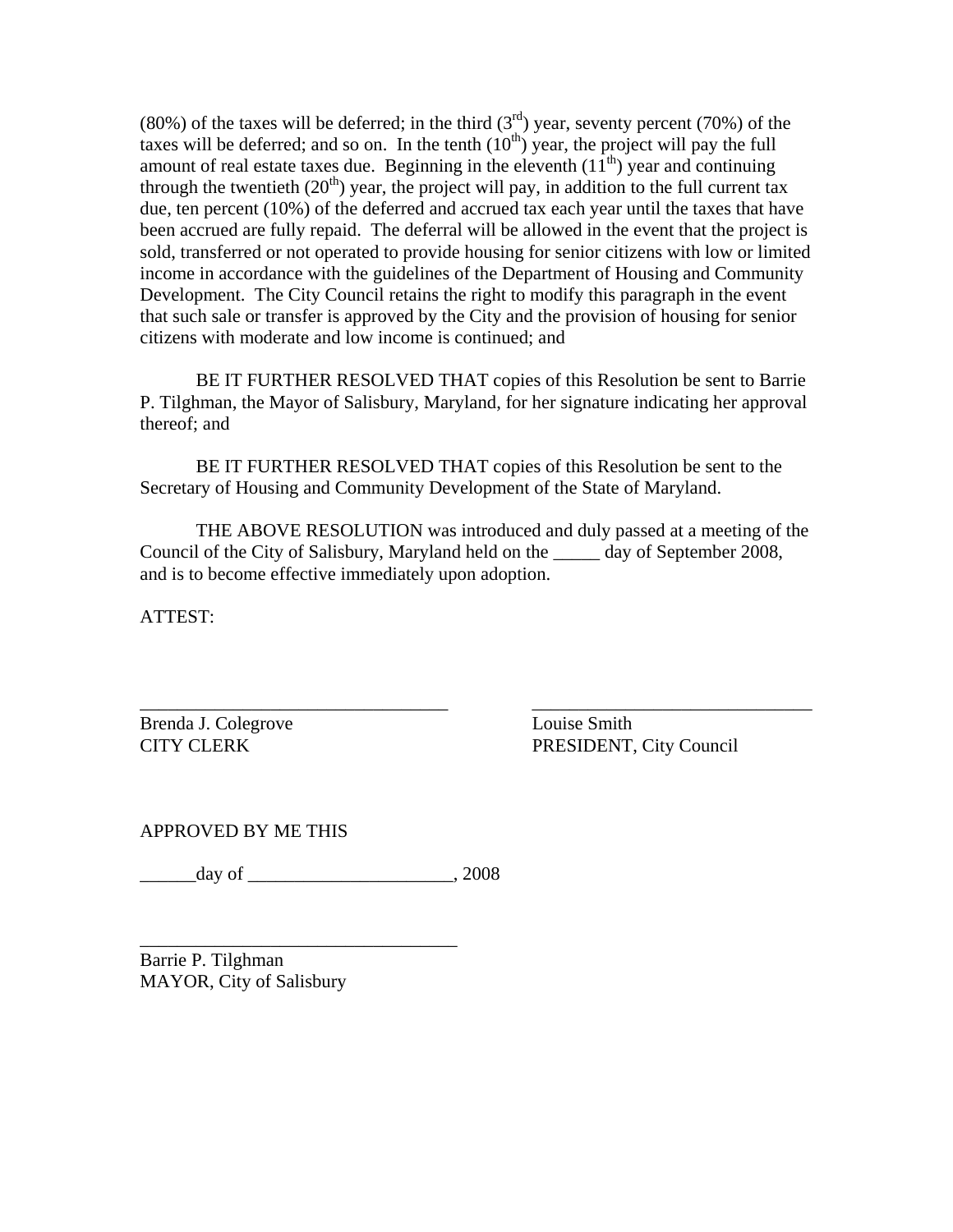(80%) of the taxes will be deferred; in the third (3rd) year, seventy percent (70%) of the taxes will be deferred; and so on. In the tenth (10th) year, the project will pay the full amount of real estate taxes due. Beginning in the eleventh (11th) year and continuing through the twentieth (20th) year, the project will pay, in addition to the full current tax due, ten percent (10%) of the deferred and accrued tax each year until the taxes that have been accrued are fully repaid. The deferral will be allowed in the event that the project is sold, transferred or not operated to provide housing for senior citizens with low or limited income in accordance with the guidelines of the Department of Housing and Community Development. The City Council retains the right to modify this paragraph in the event that such sale or transfer is approved by the City and the provision of housing for senior citizens with moderate and low income is continued; and

BE IT FURTHER RESOLVED THAT copies of this Resolution be sent to Barrie P. Tilghman, the Mayor of Salisbury, Maryland, for her signature indicating her approval thereof; and

BE IT FURTHER RESOLVED THAT copies of this Resolution be sent to the Secretary of Housing and Community Development of the State of Maryland.

THE ABOVE RESOLUTION was introduced and duly passed at a meeting of the Council of the City of Salisbury, Maryland held on the _____ day of September 2008, and is to become effective immediately upon adoption.

ATTEST:

_________________________________

Brenda J. Colegrove
CITY CLERK

______________________________

Louise Smith
PRESIDENT, City Council

APPROVED BY ME THIS

______day of ______________________, 2008

__________________________________

Barrie P. Tilghman
MAYOR, City of Salisbury